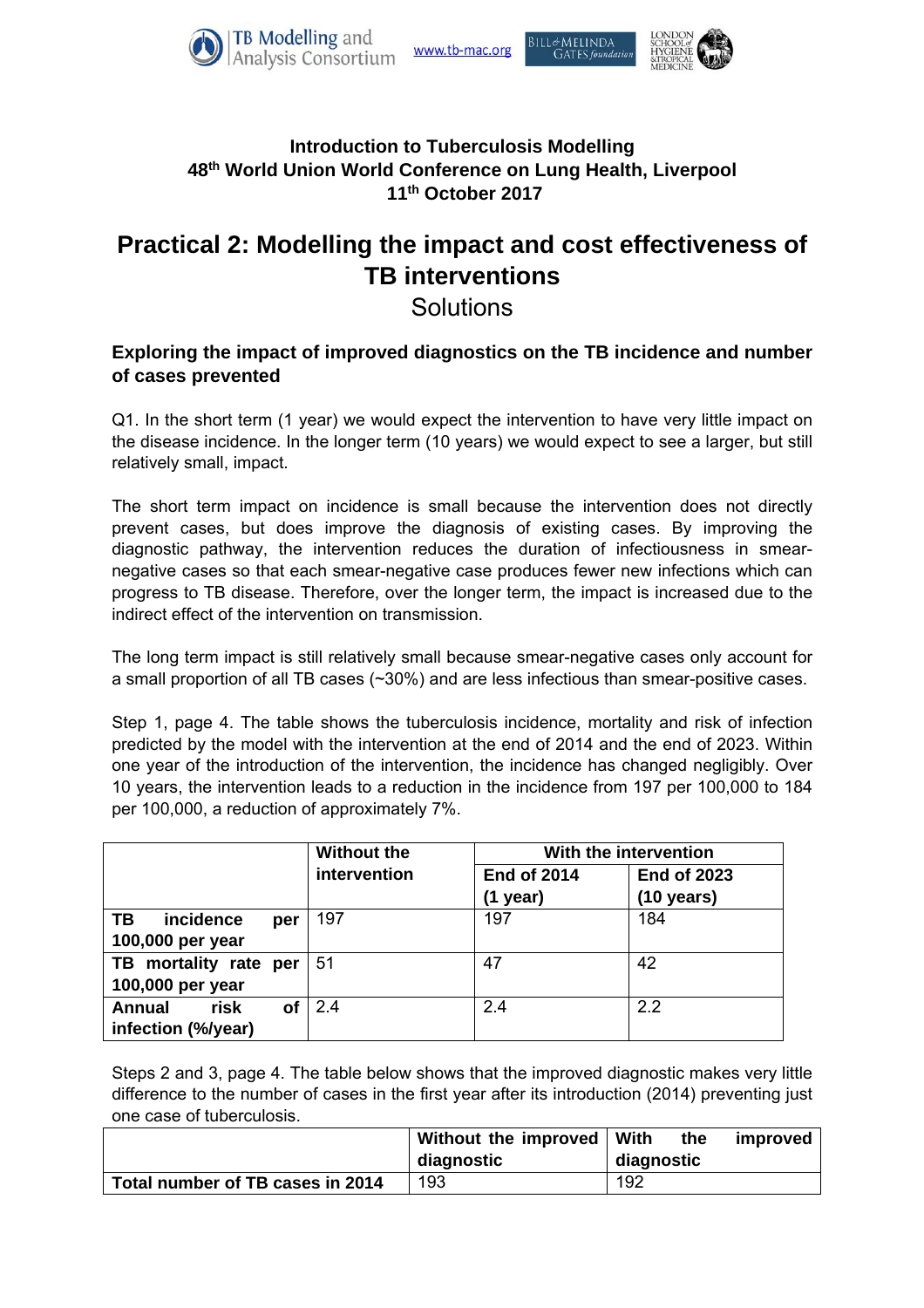**Introduction to Tuberculosis Modelling**
**48th World Union World Conference on Lung Health, Liverpool**
**11th October 2017**

# Practical 2: Modelling the impact and cost effectiveness of TB interventions

## Solutions

### Exploring the impact of improved diagnostics on the TB incidence and number of cases prevented

Q1. In the short term (1 year) we would expect the intervention to have very little impact on the disease incidence. In the longer term (10 years) we would expect to see a larger, but still relatively small, impact.

The short term impact on incidence is small because the intervention does not directly prevent cases, but does improve the diagnosis of existing cases. By improving the diagnostic pathway, the intervention reduces the duration of infectiousness in smear-negative cases so that each smear-negative case produces fewer new infections which can progress to TB disease. Therefore, over the longer term, the impact is increased due to the indirect effect of the intervention on transmission.

The long term impact is still relatively small because smear-negative cases only account for a small proportion of all TB cases (~30%) and are less infectious than smear-positive cases.

Step 1, page 4. The table shows the tuberculosis incidence, mortality and risk of infection predicted by the model with the intervention at the end of 2014 and the end of 2023. Within one year of the introduction of the intervention, the incidence has changed negligibly. Over 10 years, the intervention leads to a reduction in the incidence from 197 per 100,000 to 184 per 100,000, a reduction of approximately 7%.

| | Without the intervention | With the intervention | |
|---|---|---|---|
| | | End of 2014 (1 year) | End of 2023 (10 years) |
| **TB incidence per 100,000 per year** | 197 | 197 | 184 |
| **TB mortality rate per 100,000 per year** | 51 | 47 | 42 |
| **Annual risk of infection (%/year)** | 2.4 | 2.4 | 2.2 |

Steps 2 and 3, page 4. The table below shows that the improved diagnostic makes very little difference to the number of cases in the first year after its introduction (2014) preventing just one case of tuberculosis.

| | Without the improved diagnostic | With the improved diagnostic |
|---|---|---|
| **Total number of TB cases in 2014** | 193 | 192 |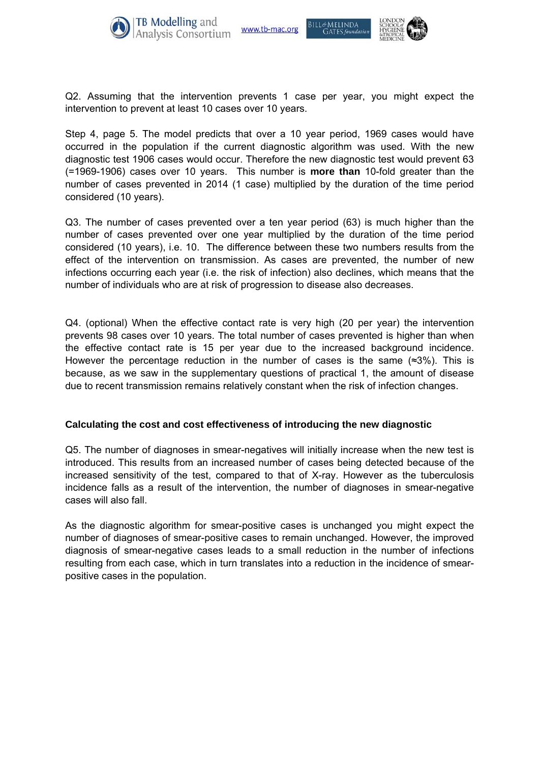Q2. Assuming that the intervention prevents 1 case per year, you might expect the intervention to prevent at least 10 cases over 10 years.

Step 4, page 5. The model predicts that over a 10 year period, 1969 cases would have occurred in the population if the current diagnostic algorithm was used. With the new diagnostic test 1906 cases would occur. Therefore the new diagnostic test would prevent 63 (=1969-1906) cases over 10 years. This number is **more than** 10-fold greater than the number of cases prevented in 2014 (1 case) multiplied by the duration of the time period considered (10 years).

Q3. The number of cases prevented over a ten year period (63) is much higher than the number of cases prevented over one year multiplied by the duration of the time period considered (10 years), i.e. 10. The difference between these two numbers results from the effect of the intervention on transmission. As cases are prevented, the number of new infections occurring each year (i.e. the risk of infection) also declines, which means that the number of individuals who are at risk of progression to disease also decreases.

Q4. (optional) When the effective contact rate is very high (20 per year) the intervention prevents 98 cases over 10 years. The total number of cases prevented is higher than when the effective contact rate is 15 per year due to the increased background incidence. However the percentage reduction in the number of cases is the same (≈3%). This is because, as we saw in the supplementary questions of practical 1, the amount of disease due to recent transmission remains relatively constant when the risk of infection changes.

**Calculating the cost and cost effectiveness of introducing the new diagnostic**

Q5. The number of diagnoses in smear-negatives will initially increase when the new test is introduced. This results from an increased number of cases being detected because of the increased sensitivity of the test, compared to that of X-ray. However as the tuberculosis incidence falls as a result of the intervention, the number of diagnoses in smear-negative cases will also fall.

As the diagnostic algorithm for smear-positive cases is unchanged you might expect the number of diagnoses of smear-positive cases to remain unchanged. However, the improved diagnosis of smear-negative cases leads to a small reduction in the number of infections resulting from each case, which in turn translates into a reduction in the incidence of smear-positive cases in the population.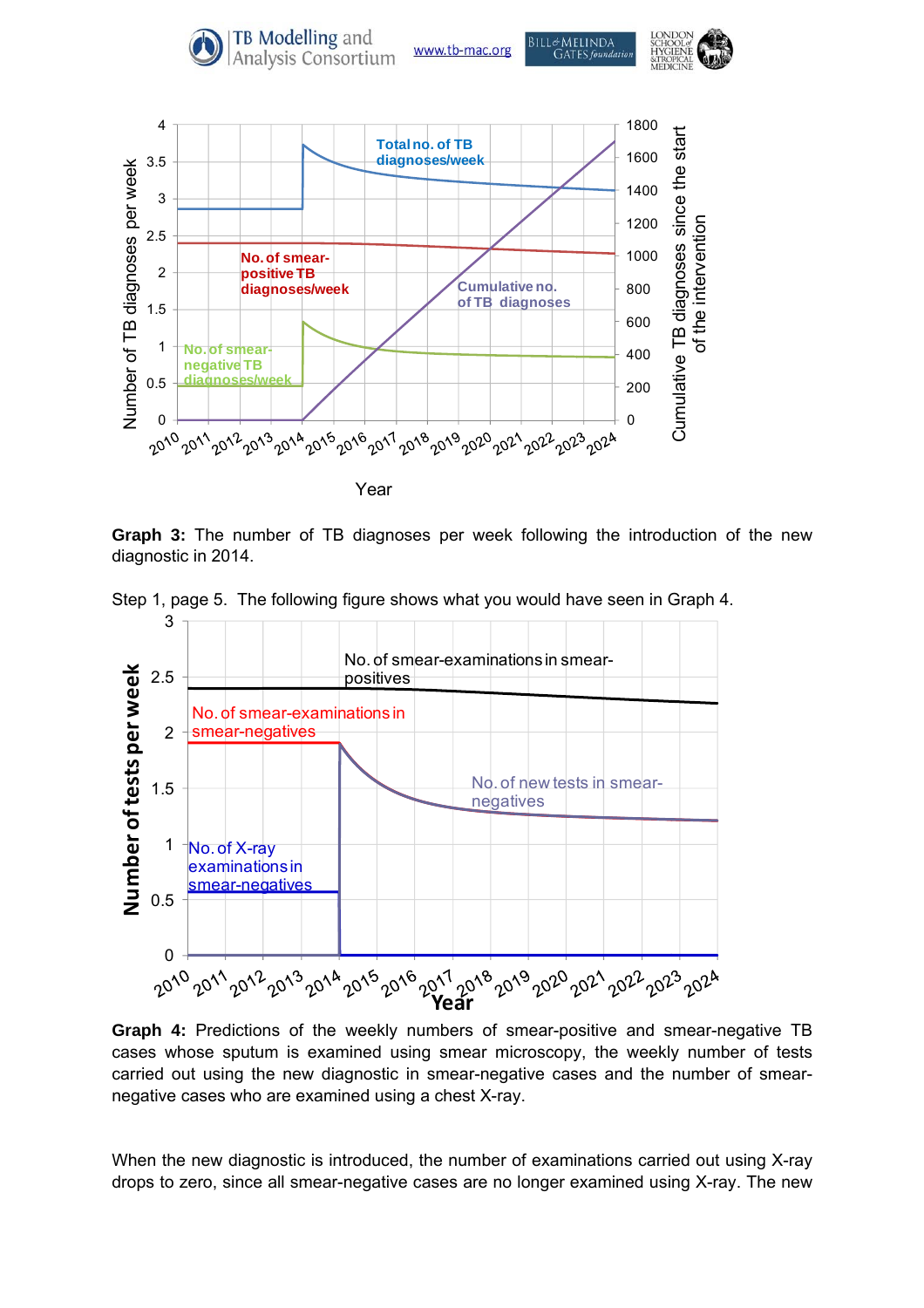**Graph 3:** The number of TB diagnoses per week following the introduction of the new diagnostic in 2014.

Step 1, page 5. The following figure shows what you would have seen in Graph 4.

**Graph 4:** Predictions of the weekly numbers of smear-positive and smear-negative TB cases whose sputum is examined using smear microscopy, the weekly number of tests carried out using the new diagnostic in smear-negative cases and the number of smear-negative cases who are examined using a chest X-ray.

When the new diagnostic is introduced, the number of examinations carried out using X-ray drops to zero, since all smear-negative cases are no longer examined using X-ray. The new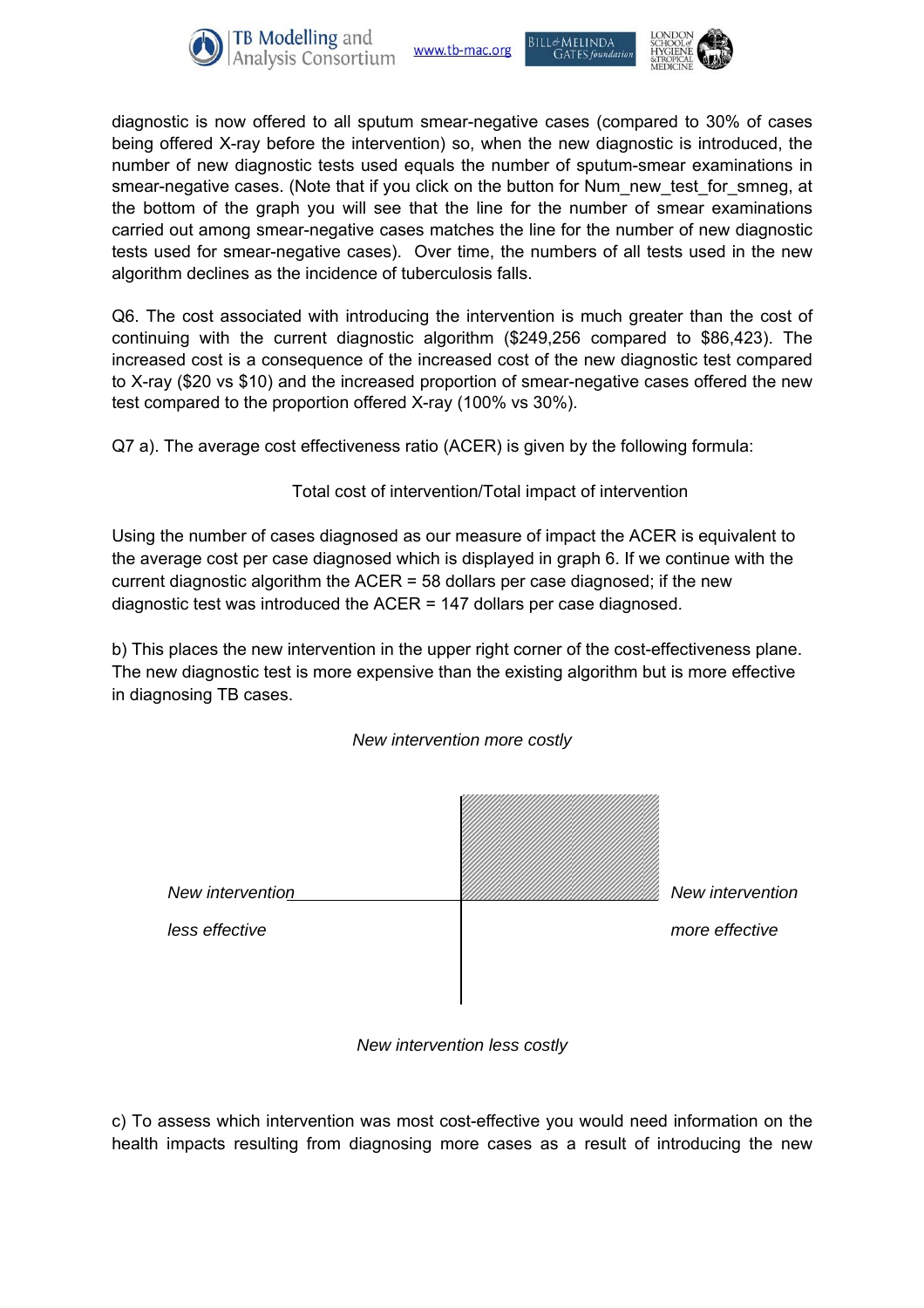diagnostic is now offered to all sputum smear-negative cases (compared to 30% of cases being offered X-ray before the intervention) so, when the new diagnostic is introduced, the number of new diagnostic tests used equals the number of sputum-smear examinations in smear-negative cases. (Note that if you click on the button for Num_new_test_for_smneg, at the bottom of the graph you will see that the line for the number of smear examinations carried out among smear-negative cases matches the line for the number of new diagnostic tests used for smear-negative cases). Over time, the numbers of all tests used in the new algorithm declines as the incidence of tuberculosis falls.

Q6. The cost associated with introducing the intervention is much greater than the cost of continuing with the current diagnostic algorithm ($249,256 compared to $86,423). The increased cost is a consequence of the increased cost of the new diagnostic test compared to X-ray ($20 vs $10) and the increased proportion of smear-negative cases offered the new test compared to the proportion offered X-ray (100% vs 30%).

Q7 a). The average cost effectiveness ratio (ACER) is given by the following formula:

Total cost of intervention/Total impact of intervention

Using the number of cases diagnosed as our measure of impact the ACER is equivalent to the average cost per case diagnosed which is displayed in graph 6. If we continue with the current diagnostic algorithm the ACER = 58 dollars per case diagnosed; if the new diagnostic test was introduced the ACER = 147 dollars per case diagnosed.

b) This places the new intervention in the upper right corner of the cost-effectiveness plane. The new diagnostic test is more expensive than the existing algorithm but is more effective in diagnosing TB cases.

*New intervention more costly*

*New intervention less effective*

*New intervention more effective*

*New intervention less costly*

c) To assess which intervention was most cost-effective you would need information on the health impacts resulting from diagnosing more cases as a result of introducing the new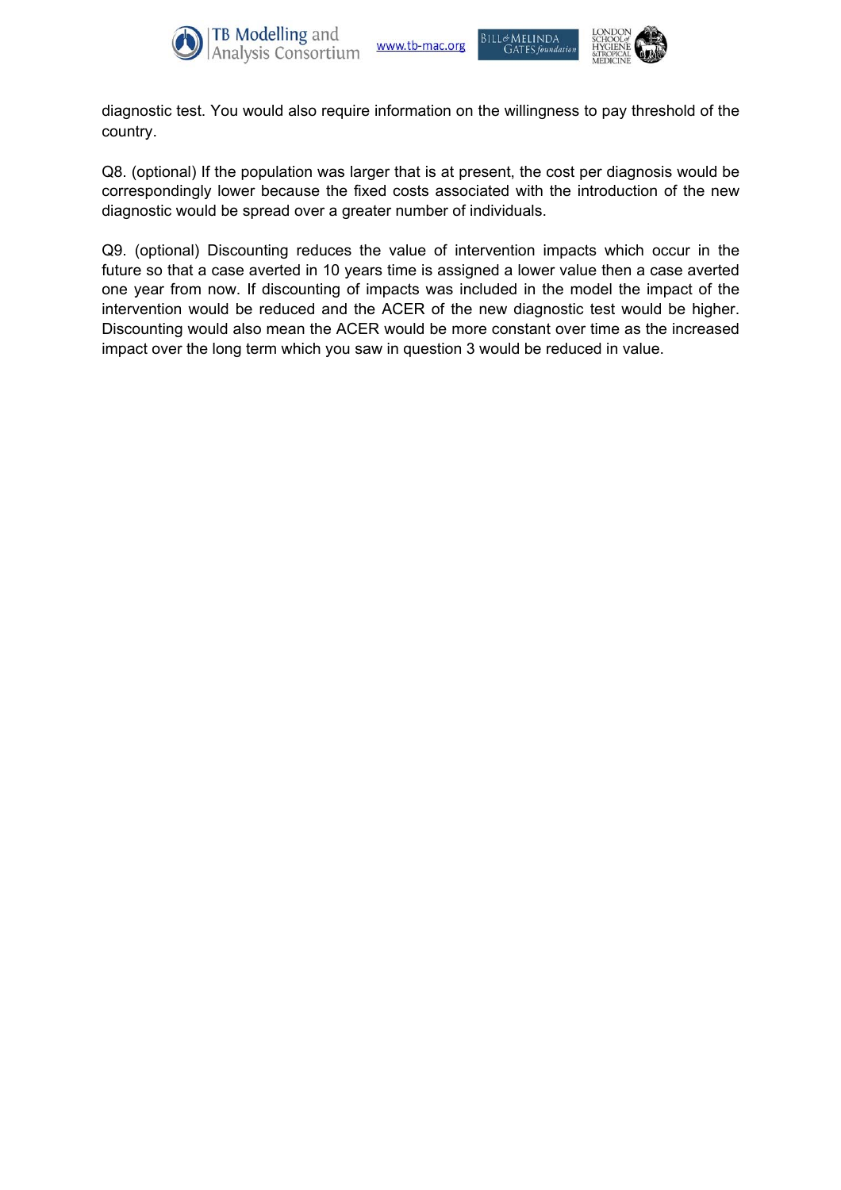diagnostic test. You would also require information on the willingness to pay threshold of the country.

Q8. (optional) If the population was larger that is at present, the cost per diagnosis would be correspondingly lower because the fixed costs associated with the introduction of the new diagnostic would be spread over a greater number of individuals.

Q9. (optional) Discounting reduces the value of intervention impacts which occur in the future so that a case averted in 10 years time is assigned a lower value then a case averted one year from now. If discounting of impacts was included in the model the impact of the intervention would be reduced and the ACER of the new diagnostic test would be higher. Discounting would also mean the ACER would be more constant over time as the increased impact over the long term which you saw in question 3 would be reduced in value.